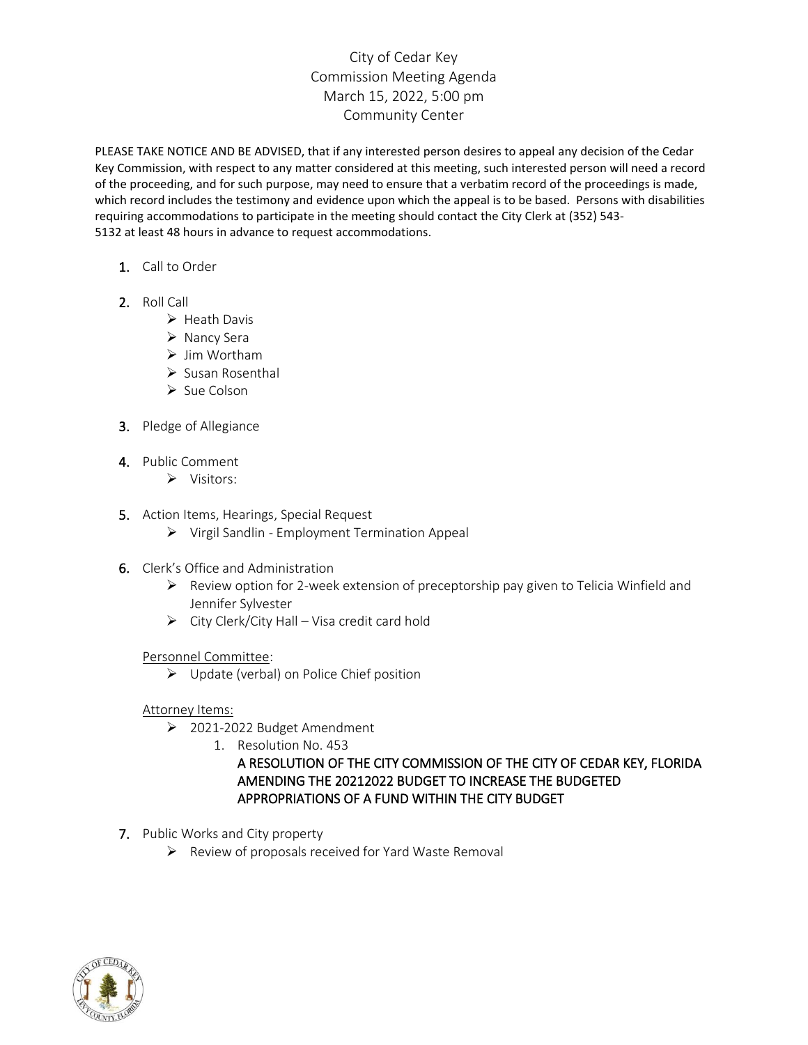# City of Cedar Key
## Commission Meeting Agenda
### March 15, 2022, 5:00 pm
### Community Center

PLEASE TAKE NOTICE AND BE ADVISED, that if any interested person desires to appeal any decision of the Cedar Key Commission, with respect to any matter considered at this meeting, such interested person will need a record of the proceeding, and for such purpose, may need to ensure that a verbatim record of the proceedings is made, which record includes the testimony and evidence upon which the appeal is to be based. Persons with disabilities requiring accommodations to participate in the meeting should contact the City Clerk at (352) 543-5132 at least 48 hours in advance to request accommodations.

1. Call to Order

2. Roll Call
   - Heath Davis
   - Nancy Sera
   - Jim Wortham
   - Susan Rosenthal
   - Sue Colson

3. Pledge of Allegiance

4. Public Comment
   - Visitors:

5. Action Items, Hearings, Special Request
   - Virgil Sandlin - Employment Termination Appeal

6. Clerk's Office and Administration
   - Review option for 2-week extension of preceptorship pay given to Telicia Winfield and Jennifer Sylvester
   - City Clerk/City Hall – Visa credit card hold

   Personnel Committee:
   - Update (verbal) on Police Chief position

   Attorney Items:
   - 2021-2022 Budget Amendment
     1. Resolution No. 453
        **A RESOLUTION OF THE CITY COMMISSION OF THE CITY OF CEDAR KEY, FLORIDA AMENDING THE 20212022 BUDGET TO INCREASE THE BUDGETED APPROPRIATIONS OF A FUND WITHIN THE CITY BUDGET**

7. Public Works and City property
   - Review of proposals received for Yard Waste Removal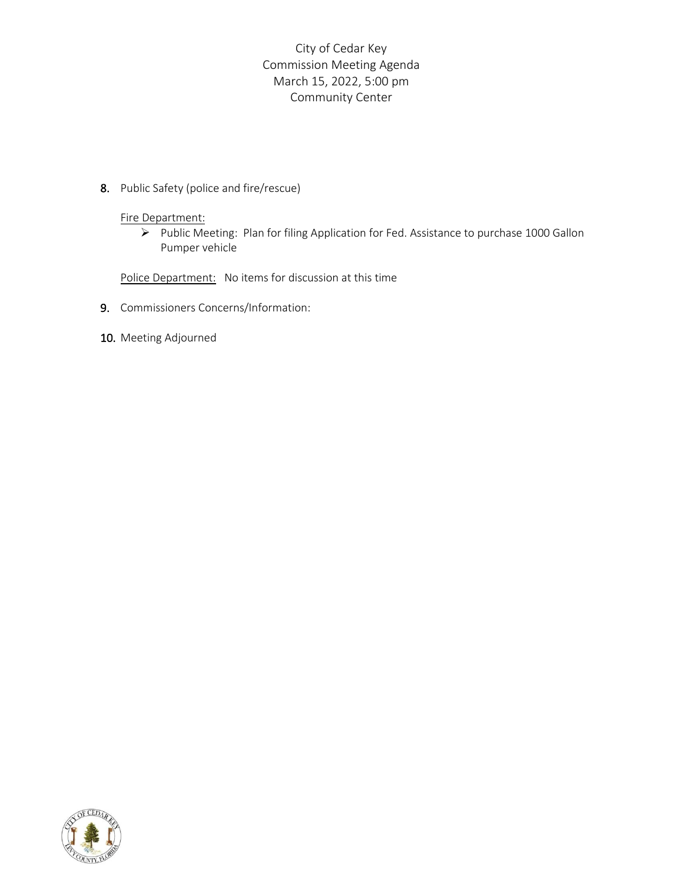City of Cedar Key
Commission Meeting Agenda
March 15, 2022, 5:00 pm
Community Center

8. Public Safety (police and fire/rescue)

   Fire Department:

   - Public Meeting: Plan for filing Application for Fed. Assistance to purchase 1000 Gallon Pumper vehicle

   Police Department: No items for discussion at this time

9. Commissioners Concerns/Information:

10. Meeting Adjourned